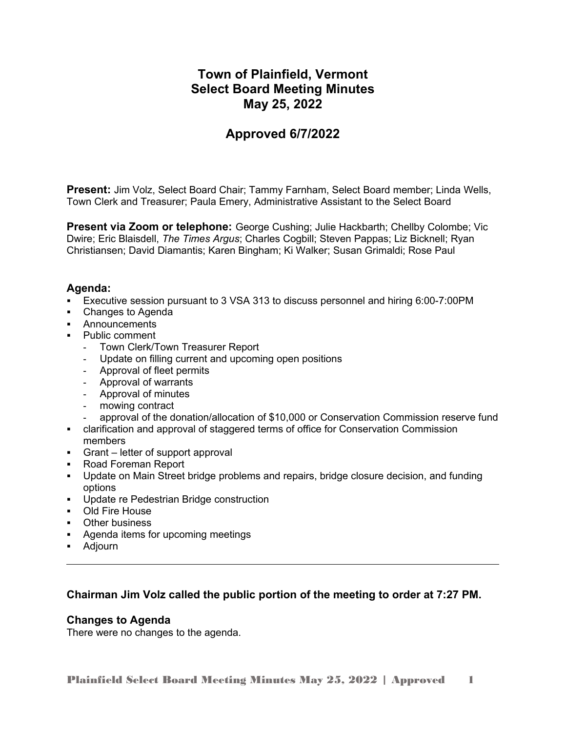# Town of Plainfield, Vermont
# Select Board Meeting Minutes
# May 25, 2022

## Approved 6/7/2022

**Present:** Jim Volz, Select Board Chair; Tammy Farnham, Select Board member; Linda Wells, Town Clerk and Treasurer; Paula Emery, Administrative Assistant to the Select Board

**Present via Zoom or telephone:** George Cushing; Julie Hackbarth; Chellby Colombe; Vic Dwire; Eric Blaisdell, *The Times Argus*; Charles Cogbill; Steven Pappas; Liz Bicknell; Ryan Christiansen; David Diamantis; Karen Bingham; Ki Walker; Susan Grimaldi; Rose Paul

### Agenda:

- Executive session pursuant to 3 VSA 313 to discuss personnel and hiring 6:00-7:00PM
- Changes to Agenda
- Announcements
- Public comment
  - Town Clerk/Town Treasurer Report
  - Update on filling current and upcoming open positions
  - Approval of fleet permits
  - Approval of warrants
  - Approval of minutes
  - mowing contract
  - approval of the donation/allocation of $10,000 or Conservation Commission reserve fund
- clarification and approval of staggered terms of office for Conservation Commission members
- Grant – letter of support approval
- Road Foreman Report
- Update on Main Street bridge problems and repairs, bridge closure decision, and funding options
- Update re Pedestrian Bridge construction
- Old Fire House
- Other business
- Agenda items for upcoming meetings
- Adjourn

---

### Chairman Jim Volz called the public portion of the meeting to order at 7:27 PM.

### Changes to Agenda

There were no changes to the agenda.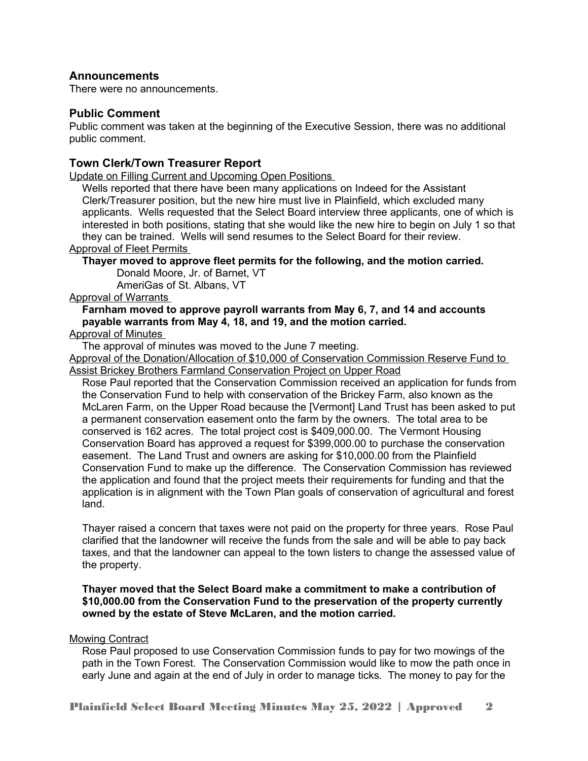## Announcements

There were no announcements.

## Public Comment

Public comment was taken at the beginning of the Executive Session, there was no additional public comment.

## Town Clerk/Town Treasurer Report

Update on Filling Current and Upcoming Open Positions

Wells reported that there have been many applications on Indeed for the Assistant Clerk/Treasurer position, but the new hire must live in Plainfield, which excluded many applicants. Wells requested that the Select Board interview three applicants, one of which is interested in both positions, stating that she would like the new hire to begin on July 1 so that they can be trained. Wells will send resumes to the Select Board for their review.

Approval of Fleet Permits

**Thayer moved to approve fleet permits for the following, and the motion carried.**

Donald Moore, Jr. of Barnet, VT
AmeriGas of St. Albans, VT

Approval of Warrants

**Farnham moved to approve payroll warrants from May 6, 7, and 14 and accounts payable warrants from May 4, 18, and 19, and the motion carried.**

Approval of Minutes

The approval of minutes was moved to the June 7 meeting.

Approval of the Donation/Allocation of $10,000 of Conservation Commission Reserve Fund to Assist Brickey Brothers Farmland Conservation Project on Upper Road

Rose Paul reported that the Conservation Commission received an application for funds from the Conservation Fund to help with conservation of the Brickey Farm, also known as the McLaren Farm, on the Upper Road because the [Vermont] Land Trust has been asked to put a permanent conservation easement onto the farm by the owners. The total area to be conserved is 162 acres. The total project cost is $409,000.00. The Vermont Housing Conservation Board has approved a request for $399,000.00 to purchase the conservation easement. The Land Trust and owners are asking for $10,000.00 from the Plainfield Conservation Fund to make up the difference. The Conservation Commission has reviewed the application and found that the project meets their requirements for funding and that the application is in alignment with the Town Plan goals of conservation of agricultural and forest land.

Thayer raised a concern that taxes were not paid on the property for three years. Rose Paul clarified that the landowner will receive the funds from the sale and will be able to pay back taxes, and that the landowner can appeal to the town listers to change the assessed value of the property.

**Thayer moved that the Select Board make a commitment to make a contribution of $10,000.00 from the Conservation Fund to the preservation of the property currently owned by the estate of Steve McLaren, and the motion carried.**

Mowing Contract

Rose Paul proposed to use Conservation Commission funds to pay for two mowings of the path in the Town Forest. The Conservation Commission would like to mow the path once in early June and again at the end of July in order to manage ticks. The money to pay for the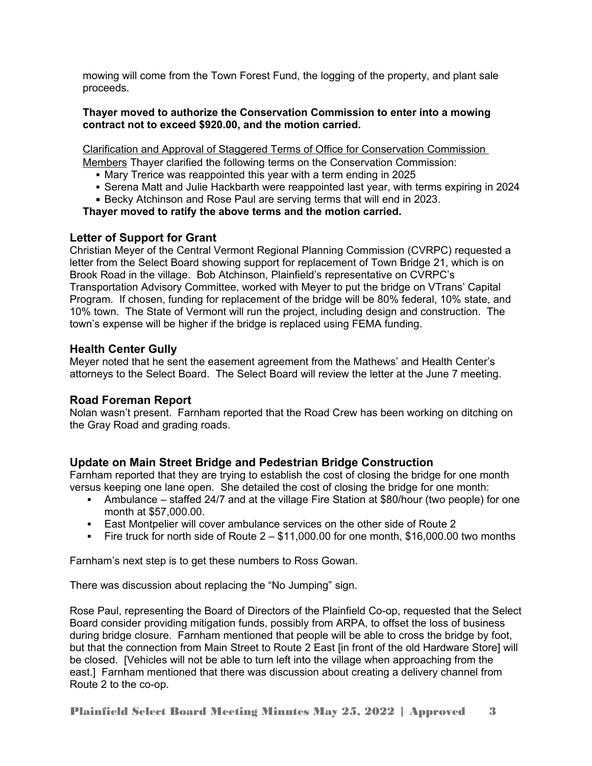mowing will come from the Town Forest Fund, the logging of the property, and plant sale proceeds.

**Thayer moved to authorize the Conservation Commission to enter into a mowing contract not to exceed $920.00, and the motion carried.**

<u>Clarification and Approval of Staggered Terms of Office for Conservation Commission Members</u> Thayer clarified the following terms on the Conservation Commission:

- Mary Trerice was reappointed this year with a term ending in 2025
- Serena Matt and Julie Hackbarth were reappointed last year, with terms expiring in 2024
- Becky Atchinson and Rose Paul are serving terms that will end in 2023.

**Thayer moved to ratify the above terms and the motion carried.**

## Letter of Support for Grant

Christian Meyer of the Central Vermont Regional Planning Commission (CVRPC) requested a letter from the Select Board showing support for replacement of Town Bridge 21, which is on Brook Road in the village. Bob Atchinson, Plainfield's representative on CVRPC's Transportation Advisory Committee, worked with Meyer to put the bridge on VTrans' Capital Program. If chosen, funding for replacement of the bridge will be 80% federal, 10% state, and 10% town. The State of Vermont will run the project, including design and construction. The town's expense will be higher if the bridge is replaced using FEMA funding.

## Health Center Gully

Meyer noted that he sent the easement agreement from the Mathews' and Health Center's attorneys to the Select Board. The Select Board will review the letter at the June 7 meeting.

## Road Foreman Report

Nolan wasn't present. Farnham reported that the Road Crew has been working on ditching on the Gray Road and grading roads.

## Update on Main Street Bridge and Pedestrian Bridge Construction

Farnham reported that they are trying to establish the cost of closing the bridge for one month versus keeping one lane open. She detailed the cost of closing the bridge for one month:

- Ambulance – staffed 24/7 and at the village Fire Station at $80/hour (two people) for one month at $57,000.00.
- East Montpelier will cover ambulance services on the other side of Route 2
- Fire truck for north side of Route 2 – $11,000.00 for one month, $16,000.00 two months

Farnham's next step is to get these numbers to Ross Gowan.

There was discussion about replacing the "No Jumping" sign.

Rose Paul, representing the Board of Directors of the Plainfield Co-op, requested that the Select Board consider providing mitigation funds, possibly from ARPA, to offset the loss of business during bridge closure. Farnham mentioned that people will be able to cross the bridge by foot, but that the connection from Main Street to Route 2 East [in front of the old Hardware Store] will be closed. [Vehicles will not be able to turn left into the village when approaching from the east.] Farnham mentioned that there was discussion about creating a delivery channel from Route 2 to the co-op.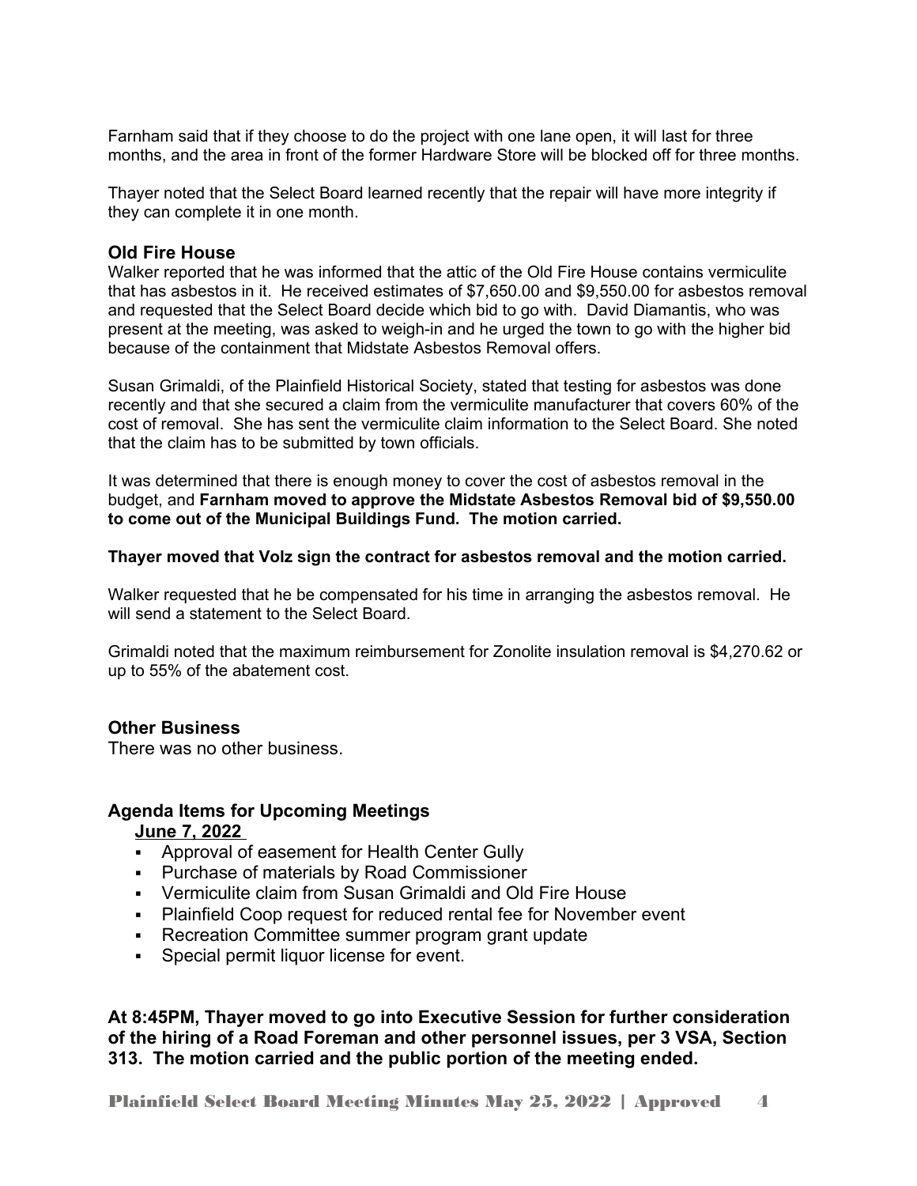Farnham said that if they choose to do the project with one lane open, it will last for three months, and the area in front of the former Hardware Store will be blocked off for three months.

Thayer noted that the Select Board learned recently that the repair will have more integrity if they can complete it in one month.

### Old Fire House

Walker reported that he was informed that the attic of the Old Fire House contains vermiculite that has asbestos in it. He received estimates of $7,650.00 and $9,550.00 for asbestos removal and requested that the Select Board decide which bid to go with. David Diamantis, who was present at the meeting, was asked to weigh-in and he urged the town to go with the higher bid because of the containment that Midstate Asbestos Removal offers.

Susan Grimaldi, of the Plainfield Historical Society, stated that testing for asbestos was done recently and that she secured a claim from the vermiculite manufacturer that covers 60% of the cost of removal. She has sent the vermiculite claim information to the Select Board. She noted that the claim has to be submitted by town officials.

It was determined that there is enough money to cover the cost of asbestos removal in the budget, and **Farnham moved to approve the Midstate Asbestos Removal bid of $9,550.00 to come out of the Municipal Buildings Fund. The motion carried.**

**Thayer moved that Volz sign the contract for asbestos removal and the motion carried.**

Walker requested that he be compensated for his time in arranging the asbestos removal. He will send a statement to the Select Board.

Grimaldi noted that the maximum reimbursement for Zonolite insulation removal is $4,270.62 or up to 55% of the abatement cost.

### Other Business

There was no other business.

### Agenda Items for Upcoming Meetings

**June 7, 2022**

- Approval of easement for Health Center Gully
- Purchase of materials by Road Commissioner
- Vermiculite claim from Susan Grimaldi and Old Fire House
- Plainfield Coop request for reduced rental fee for November event
- Recreation Committee summer program grant update
- Special permit liquor license for event.

**At 8:45PM, Thayer moved to go into Executive Session for further consideration of the hiring of a Road Foreman and other personnel issues, per 3 VSA, Section 313. The motion carried and the public portion of the meeting ended.**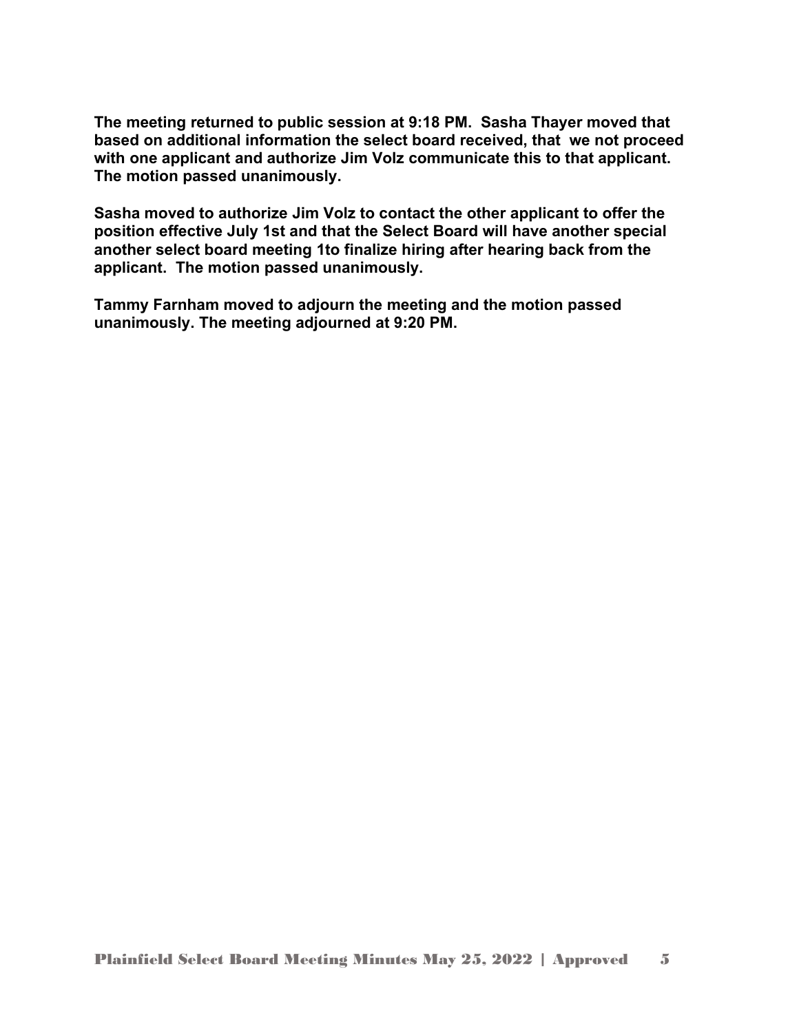**The meeting returned to public session at 9:18 PM. Sasha Thayer moved that based on additional information the select board received, that we not proceed with one applicant and authorize Jim Volz communicate this to that applicant. The motion passed unanimously.**

**Sasha moved to authorize Jim Volz to contact the other applicant to offer the position effective July 1st and that the Select Board will have another special another select board meeting 1to finalize hiring after hearing back from the applicant. The motion passed unanimously.**

**Tammy Farnham moved to adjourn the meeting and the motion passed unanimously. The meeting adjourned at 9:20 PM.**